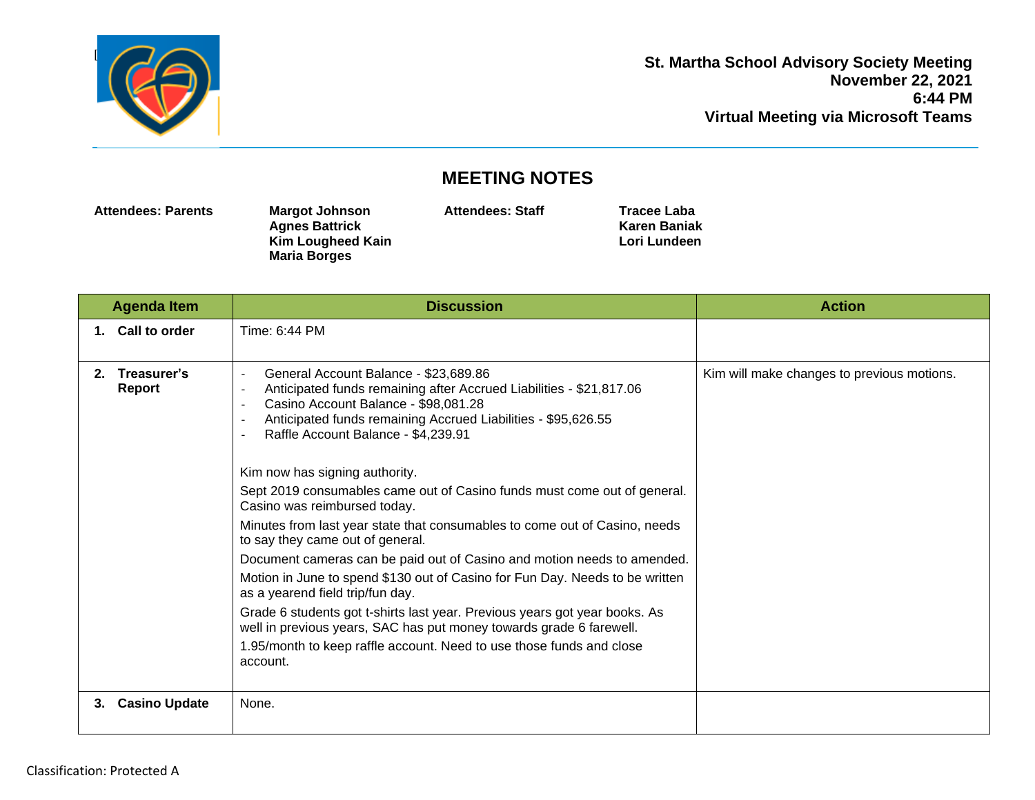**St. Martha School Advisory Society Meeting**
**November 22, 2021**
**6:44 PM**
**Virtual Meeting via Microsoft Teams**

# MEETING NOTES

| **Attendees: Parents** | **Margot Johnson** **Agnes Battrick** **Kim Lougheed Kain** **Maria Borges** | **Attendees: Staff** | **Tracee Laba** **Karen Baniak** **Lori Lundeen** |
|---|---|---|---|

| Agenda Item | Discussion | Action |
|---|---|---|
| **1. Call to order** | Time: 6:44 PM | |
| **2. Treasurer's Report** | - General Account Balance - $23,689.86<br>- Anticipated funds remaining after Accrued Liabilities - $21,817.06<br>- Casino Account Balance - $98,081.28<br>- Anticipated funds remaining Accrued Liabilities - $95,626.55<br>- Raffle Account Balance - $4,239.91<br><br>Kim now has signing authority.<br>Sept 2019 consumables came out of Casino funds must come out of general. Casino was reimbursed today.<br>Minutes from last year state that consumables to come out of Casino, needs to say they came out of general.<br>Document cameras can be paid out of Casino and motion needs to amended.<br>Motion in June to spend $130 out of Casino for Fun Day. Needs to be written as a yearend field trip/fun day.<br>Grade 6 students got t-shirts last year. Previous years got year books. As well in previous years, SAC has put money towards grade 6 farewell.<br>1.95/month to keep raffle account. Need to use those funds and close account. | Kim will make changes to previous motions. |
| **3. Casino Update** | None. | |

Classification: Protected A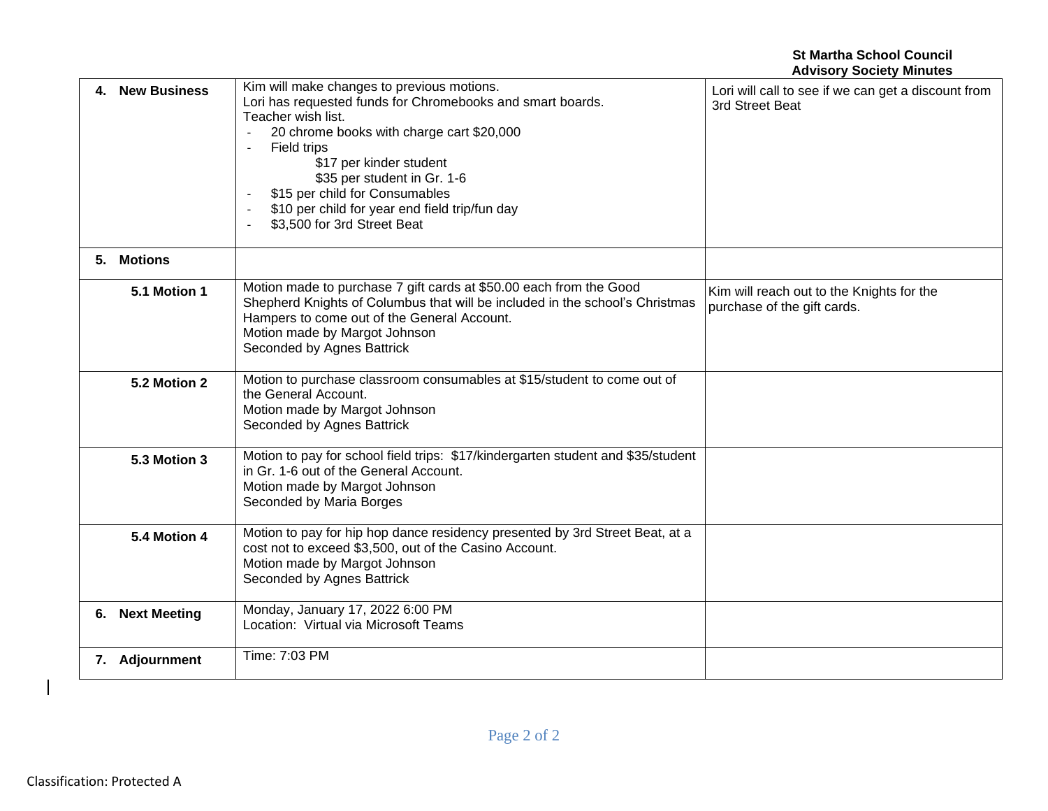| | | |
|---|---|---|
| **4. New Business** | Kim will make changes to previous motions.<br>Lori has requested funds for Chromebooks and smart boards.<br>Teacher wish list.<br>- 20 chrome books with charge cart $20,000<br>- Field trips<br>$17 per kinder student<br>$35 per student in Gr. 1-6<br>- $15 per child for Consumables<br>- $10 per child for year end field trip/fun day<br>- $3,500 for 3rd Street Beat | Lori will call to see if we can get a discount from 3rd Street Beat |
| **5. Motions** | | |
| **5.1 Motion 1** | Motion made to purchase 7 gift cards at $50.00 each from the Good Shepherd Knights of Columbus that will be included in the school's Christmas Hampers to come out of the General Account.<br>Motion made by Margot Johnson<br>Seconded by Agnes Battrick | Kim will reach out to the Knights for the purchase of the gift cards. |
| **5.2 Motion 2** | Motion to purchase classroom consumables at $15/student to come out of the General Account.<br>Motion made by Margot Johnson<br>Seconded by Agnes Battrick | |
| **5.3 Motion 3** | Motion to pay for school field trips: $17/kindergarten student and $35/student in Gr. 1-6 out of the General Account.<br>Motion made by Margot Johnson<br>Seconded by Maria Borges | |
| **5.4 Motion 4** | Motion to pay for hip hop dance residency presented by 3rd Street Beat, at a cost not to exceed $3,500, out of the Casino Account.<br>Motion made by Margot Johnson<br>Seconded by Agnes Battrick | |
| **6. Next Meeting** | Monday, January 17, 2022 6:00 PM<br>Location: Virtual via Microsoft Teams | |
| **7. Adjournment** | Time: 7:03 PM | |

Classification: Protected A